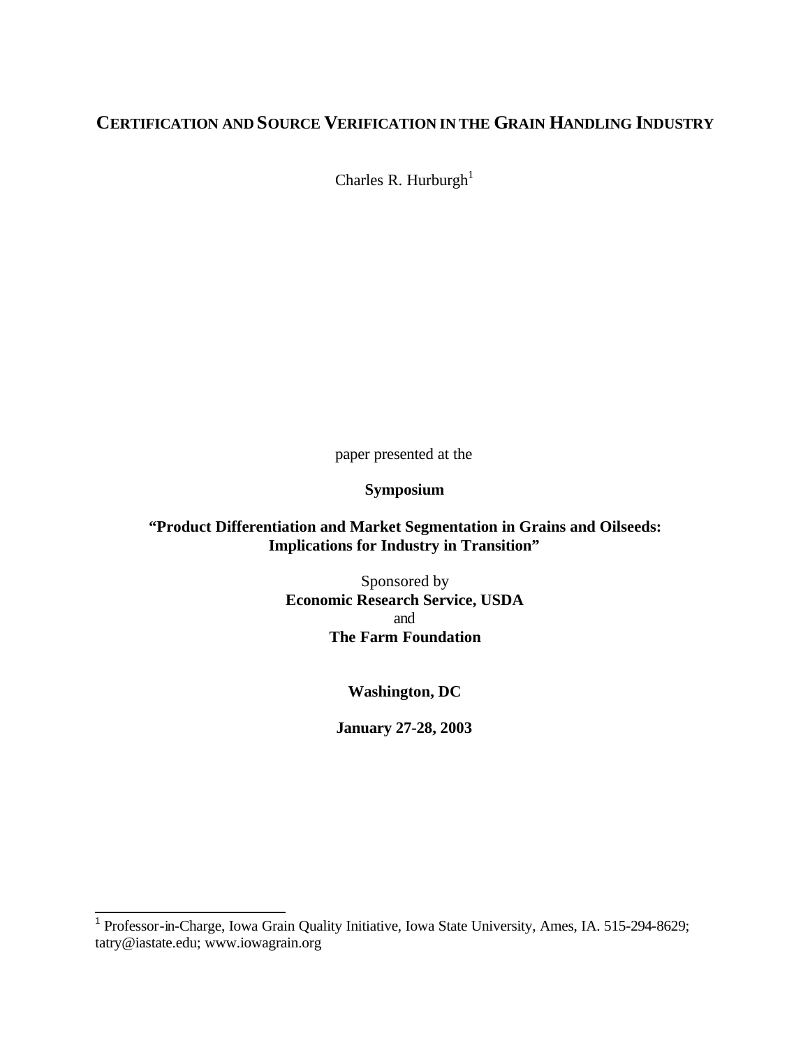# CERTIFICATION AND SOURCE VERIFICATION IN THE GRAIN HANDLING INDUSTRY

Charles R. Hurburgh[1]

paper presented at the

**Symposium**

**"Product Differentiation and Market Segmentation in Grains and Oilseeds: Implications for Industry in Transition"**

Sponsored by
**Economic Research Service, USDA**
and
**The Farm Foundation**

**Washington, DC**

**January 27-28, 2003**

---

[1] Professor-in-Charge, Iowa Grain Quality Initiative, Iowa State University, Ames, IA. 515-294-8629; tatry@iastate.edu; www.iowagrain.org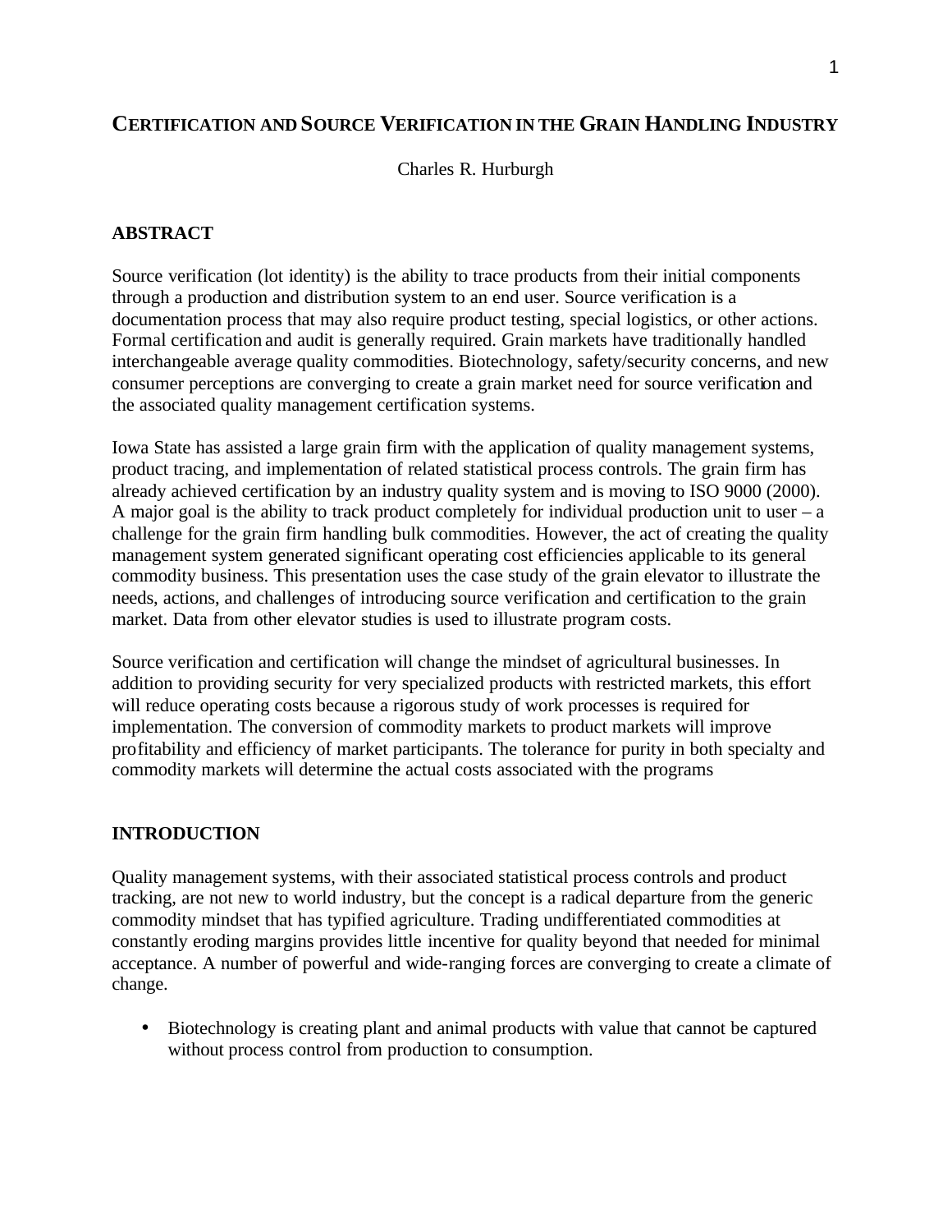# CERTIFICATION AND SOURCE VERIFICATION IN THE GRAIN HANDLING INDUSTRY

Charles R. Hurburgh

## ABSTRACT

Source verification (lot identity) is the ability to trace products from their initial components through a production and distribution system to an end user. Source verification is a documentation process that may also require product testing, special logistics, or other actions. Formal certification and audit is generally required. Grain markets have traditionally handled interchangeable average quality commodities. Biotechnology, safety/security concerns, and new consumer perceptions are converging to create a grain market need for source verification and the associated quality management certification systems.

Iowa State has assisted a large grain firm with the application of quality management systems, product tracing, and implementation of related statistical process controls. The grain firm has already achieved certification by an industry quality system and is moving to ISO 9000 (2000). A major goal is the ability to track product completely for individual production unit to user – a challenge for the grain firm handling bulk commodities. However, the act of creating the quality management system generated significant operating cost efficiencies applicable to its general commodity business. This presentation uses the case study of the grain elevator to illustrate the needs, actions, and challenges of introducing source verification and certification to the grain market. Data from other elevator studies is used to illustrate program costs.

Source verification and certification will change the mindset of agricultural businesses. In addition to providing security for very specialized products with restricted markets, this effort will reduce operating costs because a rigorous study of work processes is required for implementation. The conversion of commodity markets to product markets will improve profitability and efficiency of market participants. The tolerance for purity in both specialty and commodity markets will determine the actual costs associated with the programs

## INTRODUCTION

Quality management systems, with their associated statistical process controls and product tracking, are not new to world industry, but the concept is a radical departure from the generic commodity mindset that has typified agriculture. Trading undifferentiated commodities at constantly eroding margins provides little incentive for quality beyond that needed for minimal acceptance. A number of powerful and wide-ranging forces are converging to create a climate of change.

- Biotechnology is creating plant and animal products with value that cannot be captured without process control from production to consumption.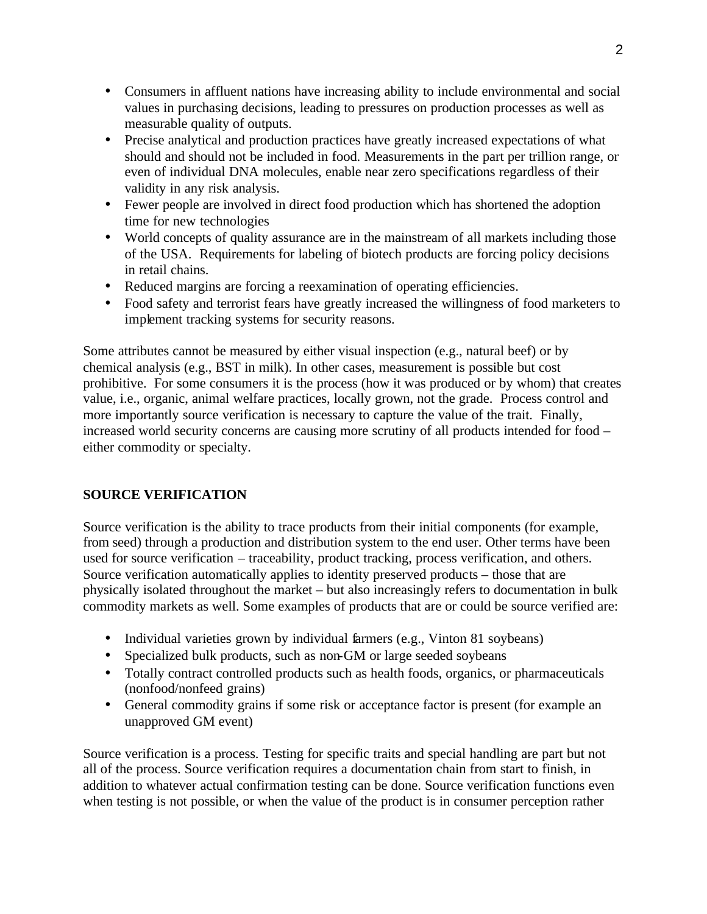- Consumers in affluent nations have increasing ability to include environmental and social values in purchasing decisions, leading to pressures on production processes as well as measurable quality of outputs.
- Precise analytical and production practices have greatly increased expectations of what should and should not be included in food. Measurements in the part per trillion range, or even of individual DNA molecules, enable near zero specifications regardless of their validity in any risk analysis.
- Fewer people are involved in direct food production which has shortened the adoption time for new technologies
- World concepts of quality assurance are in the mainstream of all markets including those of the USA. Requirements for labeling of biotech products are forcing policy decisions in retail chains.
- Reduced margins are forcing a reexamination of operating efficiencies.
- Food safety and terrorist fears have greatly increased the willingness of food marketers to implement tracking systems for security reasons.

Some attributes cannot be measured by either visual inspection (e.g., natural beef) or by chemical analysis (e.g., BST in milk). In other cases, measurement is possible but cost prohibitive. For some consumers it is the process (how it was produced or by whom) that creates value, i.e., organic, animal welfare practices, locally grown, not the grade. Process control and more importantly source verification is necessary to capture the value of the trait. Finally, increased world security concerns are causing more scrutiny of all products intended for food – either commodity or specialty.

## SOURCE VERIFICATION

Source verification is the ability to trace products from their initial components (for example, from seed) through a production and distribution system to the end user. Other terms have been used for source verification – traceability, product tracking, process verification, and others. Source verification automatically applies to identity preserved products – those that are physically isolated throughout the market – but also increasingly refers to documentation in bulk commodity markets as well. Some examples of products that are or could be source verified are:

- Individual varieties grown by individual farmers (e.g., Vinton 81 soybeans)
- Specialized bulk products, such as non-GM or large seeded soybeans
- Totally contract controlled products such as health foods, organics, or pharmaceuticals (nonfood/nonfeed grains)
- General commodity grains if some risk or acceptance factor is present (for example an unapproved GM event)

Source verification is a process. Testing for specific traits and special handling are part but not all of the process. Source verification requires a documentation chain from start to finish, in addition to whatever actual confirmation testing can be done. Source verification functions even when testing is not possible, or when the value of the product is in consumer perception rather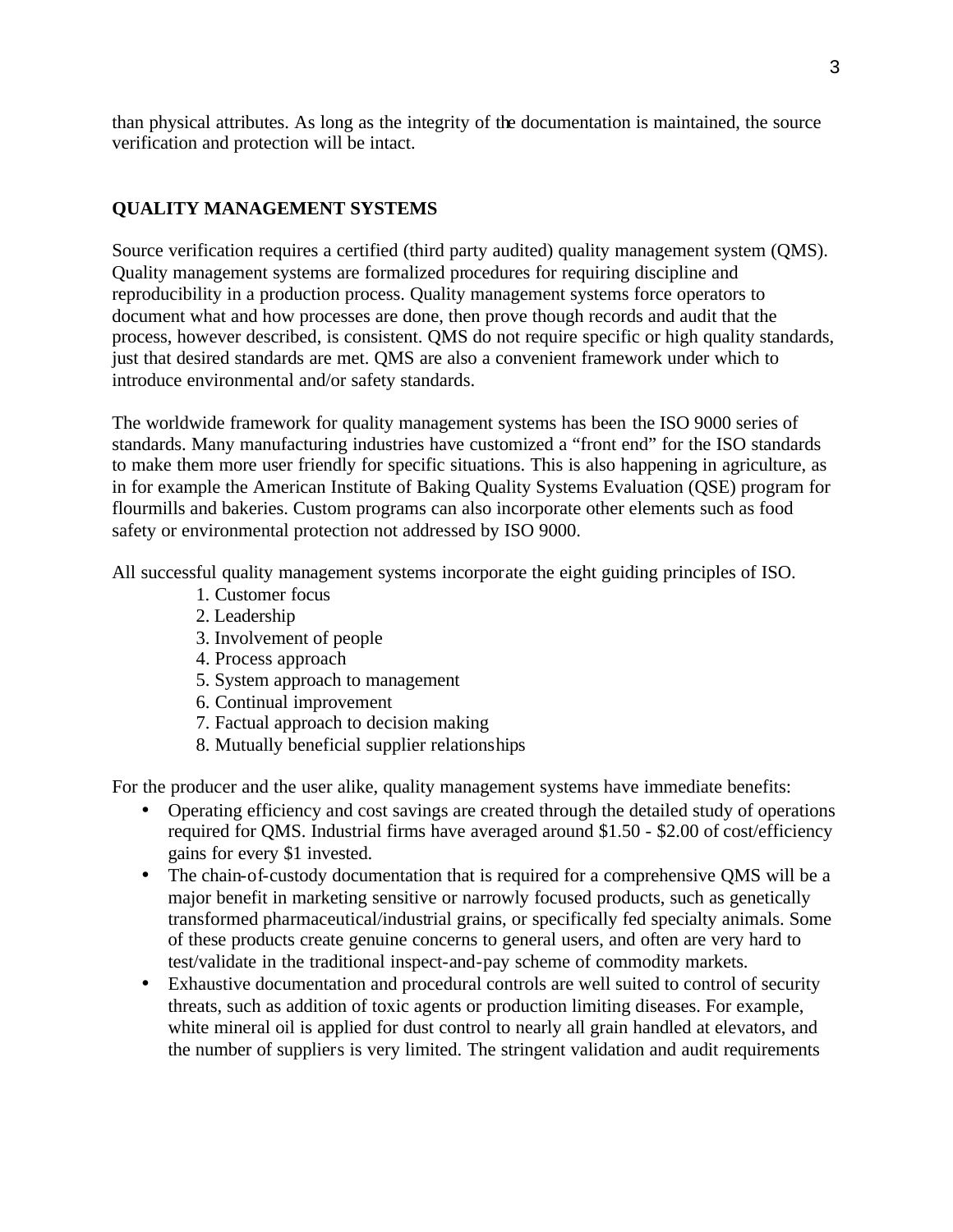than physical attributes. As long as the integrity of the documentation is maintained, the source verification and protection will be intact.

## QUALITY MANAGEMENT SYSTEMS

Source verification requires a certified (third party audited) quality management system (QMS). Quality management systems are formalized procedures for requiring discipline and reproducibility in a production process. Quality management systems force operators to document what and how processes are done, then prove though records and audit that the process, however described, is consistent. QMS do not require specific or high quality standards, just that desired standards are met. QMS are also a convenient framework under which to introduce environmental and/or safety standards.

The worldwide framework for quality management systems has been the ISO 9000 series of standards. Many manufacturing industries have customized a "front end" for the ISO standards to make them more user friendly for specific situations. This is also happening in agriculture, as in for example the American Institute of Baking Quality Systems Evaluation (QSE) program for flourmills and bakeries. Custom programs can also incorporate other elements such as food safety or environmental protection not addressed by ISO 9000.

All successful quality management systems incorporate the eight guiding principles of ISO.

1. Customer focus
2. Leadership
3. Involvement of people
4. Process approach
5. System approach to management
6. Continual improvement
7. Factual approach to decision making
8. Mutually beneficial supplier relationships

For the producer and the user alike, quality management systems have immediate benefits:

- Operating efficiency and cost savings are created through the detailed study of operations required for QMS. Industrial firms have averaged around $1.50 - $2.00 of cost/efficiency gains for every $1 invested.
- The chain-of-custody documentation that is required for a comprehensive QMS will be a major benefit in marketing sensitive or narrowly focused products, such as genetically transformed pharmaceutical/industrial grains, or specifically fed specialty animals. Some of these products create genuine concerns to general users, and often are very hard to test/validate in the traditional inspect-and-pay scheme of commodity markets.
- Exhaustive documentation and procedural controls are well suited to control of security threats, such as addition of toxic agents or production limiting diseases. For example, white mineral oil is applied for dust control to nearly all grain handled at elevators, and the number of suppliers is very limited. The stringent validation and audit requirements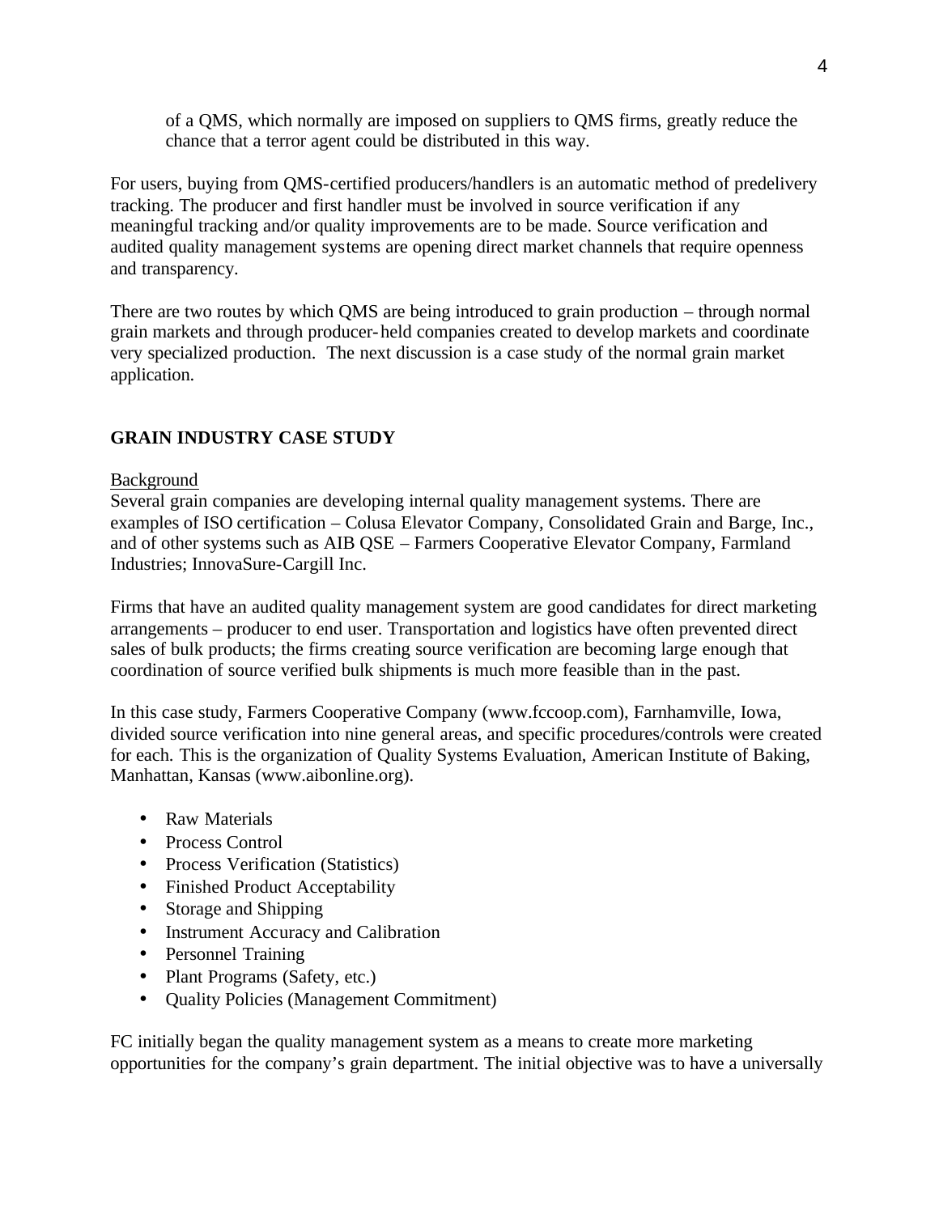of a QMS, which normally are imposed on suppliers to QMS firms, greatly reduce the chance that a terror agent could be distributed in this way.

For users, buying from QMS-certified producers/handlers is an automatic method of predelivery tracking. The producer and first handler must be involved in source verification if any meaningful tracking and/or quality improvements are to be made. Source verification and audited quality management systems are opening direct market channels that require openness and transparency.

There are two routes by which QMS are being introduced to grain production – through normal grain markets and through producer-held companies created to develop markets and coordinate very specialized production. The next discussion is a case study of the normal grain market application.

## GRAIN INDUSTRY CASE STUDY

Background

Several grain companies are developing internal quality management systems. There are examples of ISO certification – Colusa Elevator Company, Consolidated Grain and Barge, Inc., and of other systems such as AIB QSE – Farmers Cooperative Elevator Company, Farmland Industries; InnovaSure-Cargill Inc.

Firms that have an audited quality management system are good candidates for direct marketing arrangements – producer to end user. Transportation and logistics have often prevented direct sales of bulk products; the firms creating source verification are becoming large enough that coordination of source verified bulk shipments is much more feasible than in the past.

In this case study, Farmers Cooperative Company (www.fccoop.com), Farnhamville, Iowa, divided source verification into nine general areas, and specific procedures/controls were created for each. This is the organization of Quality Systems Evaluation, American Institute of Baking, Manhattan, Kansas (www.aibonline.org).

- Raw Materials
- Process Control
- Process Verification (Statistics)
- Finished Product Acceptability
- Storage and Shipping
- Instrument Accuracy and Calibration
- Personnel Training
- Plant Programs (Safety, etc.)
- Quality Policies (Management Commitment)

FC initially began the quality management system as a means to create more marketing opportunities for the company's grain department. The initial objective was to have a universally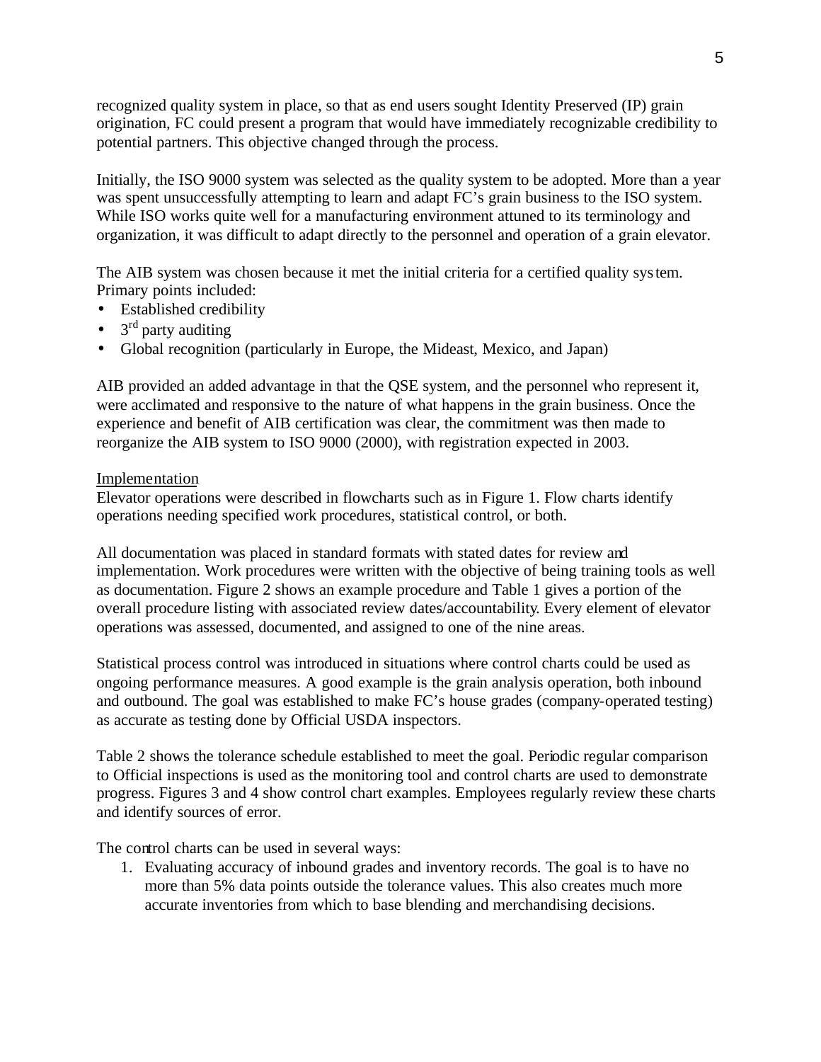recognized quality system in place, so that as end users sought Identity Preserved (IP) grain origination, FC could present a program that would have immediately recognizable credibility to potential partners. This objective changed through the process.

Initially, the ISO 9000 system was selected as the quality system to be adopted. More than a year was spent unsuccessfully attempting to learn and adapt FC's grain business to the ISO system. While ISO works quite well for a manufacturing environment attuned to its terminology and organization, it was difficult to adapt directly to the personnel and operation of a grain elevator.

The AIB system was chosen because it met the initial criteria for a certified quality system. Primary points included:

- Established credibility
- 3rd party auditing
- Global recognition (particularly in Europe, the Mideast, Mexico, and Japan)

AIB provided an added advantage in that the QSE system, and the personnel who represent it, were acclimated and responsive to the nature of what happens in the grain business. Once the experience and benefit of AIB certification was clear, the commitment was then made to reorganize the AIB system to ISO 9000 (2000), with registration expected in 2003.

<u>Implementation</u>

Elevator operations were described in flowcharts such as in Figure 1. Flow charts identify operations needing specified work procedures, statistical control, or both.

All documentation was placed in standard formats with stated dates for review and implementation. Work procedures were written with the objective of being training tools as well as documentation. Figure 2 shows an example procedure and Table 1 gives a portion of the overall procedure listing with associated review dates/accountability. Every element of elevator operations was assessed, documented, and assigned to one of the nine areas.

Statistical process control was introduced in situations where control charts could be used as ongoing performance measures. A good example is the grain analysis operation, both inbound and outbound. The goal was established to make FC's house grades (company-operated testing) as accurate as testing done by Official USDA inspectors.

Table 2 shows the tolerance schedule established to meet the goal. Periodic regular comparison to Official inspections is used as the monitoring tool and control charts are used to demonstrate progress. Figures 3 and 4 show control chart examples. Employees regularly review these charts and identify sources of error.

The control charts can be used in several ways:

1. Evaluating accuracy of inbound grades and inventory records. The goal is to have no more than 5% data points outside the tolerance values. This also creates much more accurate inventories from which to base blending and merchandising decisions.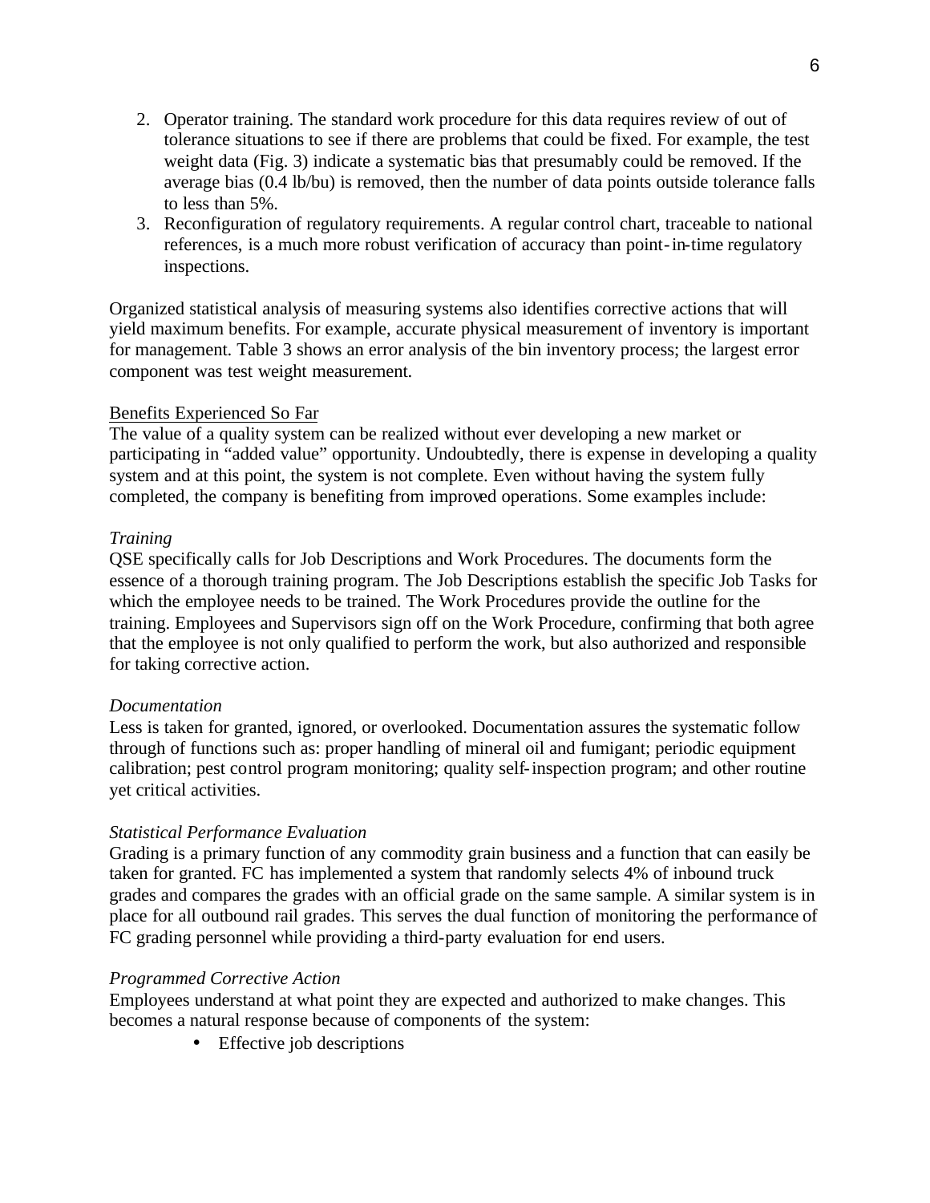2. Operator training. The standard work procedure for this data requires review of out of tolerance situations to see if there are problems that could be fixed. For example, the test weight data (Fig. 3) indicate a systematic bias that presumably could be removed. If the average bias (0.4 lb/bu) is removed, then the number of data points outside tolerance falls to less than 5%.
3. Reconfiguration of regulatory requirements. A regular control chart, traceable to national references, is a much more robust verification of accuracy than point-in-time regulatory inspections.

Organized statistical analysis of measuring systems also identifies corrective actions that will yield maximum benefits. For example, accurate physical measurement of inventory is important for management. Table 3 shows an error analysis of the bin inventory process; the largest error component was test weight measurement.

<u>Benefits Experienced So Far</u>

The value of a quality system can be realized without ever developing a new market or participating in "added value" opportunity. Undoubtedly, there is expense in developing a quality system and at this point, the system is not complete. Even without having the system fully completed, the company is benefiting from improved operations. Some examples include:

*Training*

QSE specifically calls for Job Descriptions and Work Procedures. The documents form the essence of a thorough training program. The Job Descriptions establish the specific Job Tasks for which the employee needs to be trained. The Work Procedures provide the outline for the training. Employees and Supervisors sign off on the Work Procedure, confirming that both agree that the employee is not only qualified to perform the work, but also authorized and responsible for taking corrective action.

*Documentation*

Less is taken for granted, ignored, or overlooked. Documentation assures the systematic follow through of functions such as: proper handling of mineral oil and fumigant; periodic equipment calibration; pest control program monitoring; quality self-inspection program; and other routine yet critical activities.

*Statistical Performance Evaluation*

Grading is a primary function of any commodity grain business and a function that can easily be taken for granted. FC has implemented a system that randomly selects 4% of inbound truck grades and compares the grades with an official grade on the same sample. A similar system is in place for all outbound rail grades. This serves the dual function of monitoring the performance of FC grading personnel while providing a third-party evaluation for end users.

*Programmed Corrective Action*

Employees understand at what point they are expected and authorized to make changes. This becomes a natural response because of components of the system:

- Effective job descriptions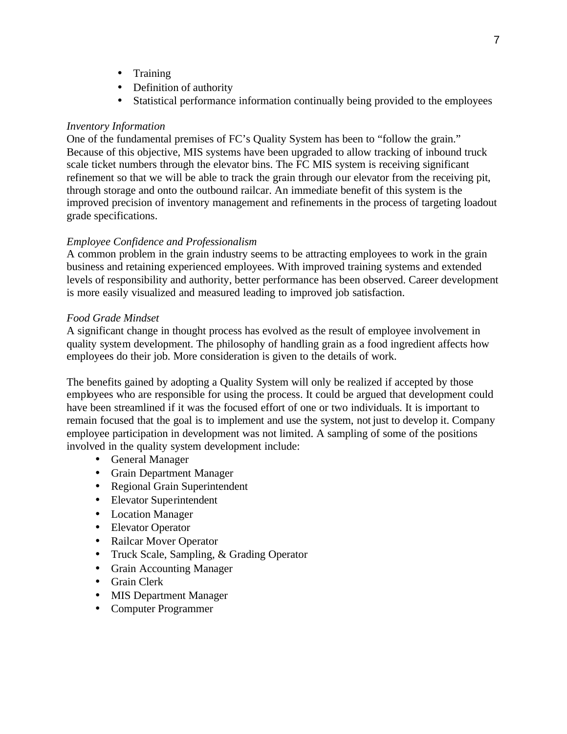- Training
- Definition of authority
- Statistical performance information continually being provided to the employees

*Inventory Information*
One of the fundamental premises of FC's Quality System has been to "follow the grain." Because of this objective, MIS systems have been upgraded to allow tracking of inbound truck scale ticket numbers through the elevator bins. The FC MIS system is receiving significant refinement so that we will be able to track the grain through our elevator from the receiving pit, through storage and onto the outbound railcar. An immediate benefit of this system is the improved precision of inventory management and refinements in the process of targeting loadout grade specifications.

*Employee Confidence and Professionalism*
A common problem in the grain industry seems to be attracting employees to work in the grain business and retaining experienced employees. With improved training systems and extended levels of responsibility and authority, better performance has been observed. Career development is more easily visualized and measured leading to improved job satisfaction.

*Food Grade Mindset*
A significant change in thought process has evolved as the result of employee involvement in quality system development. The philosophy of handling grain as a food ingredient affects how employees do their job. More consideration is given to the details of work.

The benefits gained by adopting a Quality System will only be realized if accepted by those employees who are responsible for using the process. It could be argued that development could have been streamlined if it was the focused effort of one or two individuals. It is important to remain focused that the goal is to implement and use the system, not just to develop it. Company employee participation in development was not limited. A sampling of some of the positions involved in the quality system development include:

- General Manager
- Grain Department Manager
- Regional Grain Superintendent
- Elevator Superintendent
- Location Manager
- Elevator Operator
- Railcar Mover Operator
- Truck Scale, Sampling, & Grading Operator
- Grain Accounting Manager
- Grain Clerk
- MIS Department Manager
- Computer Programmer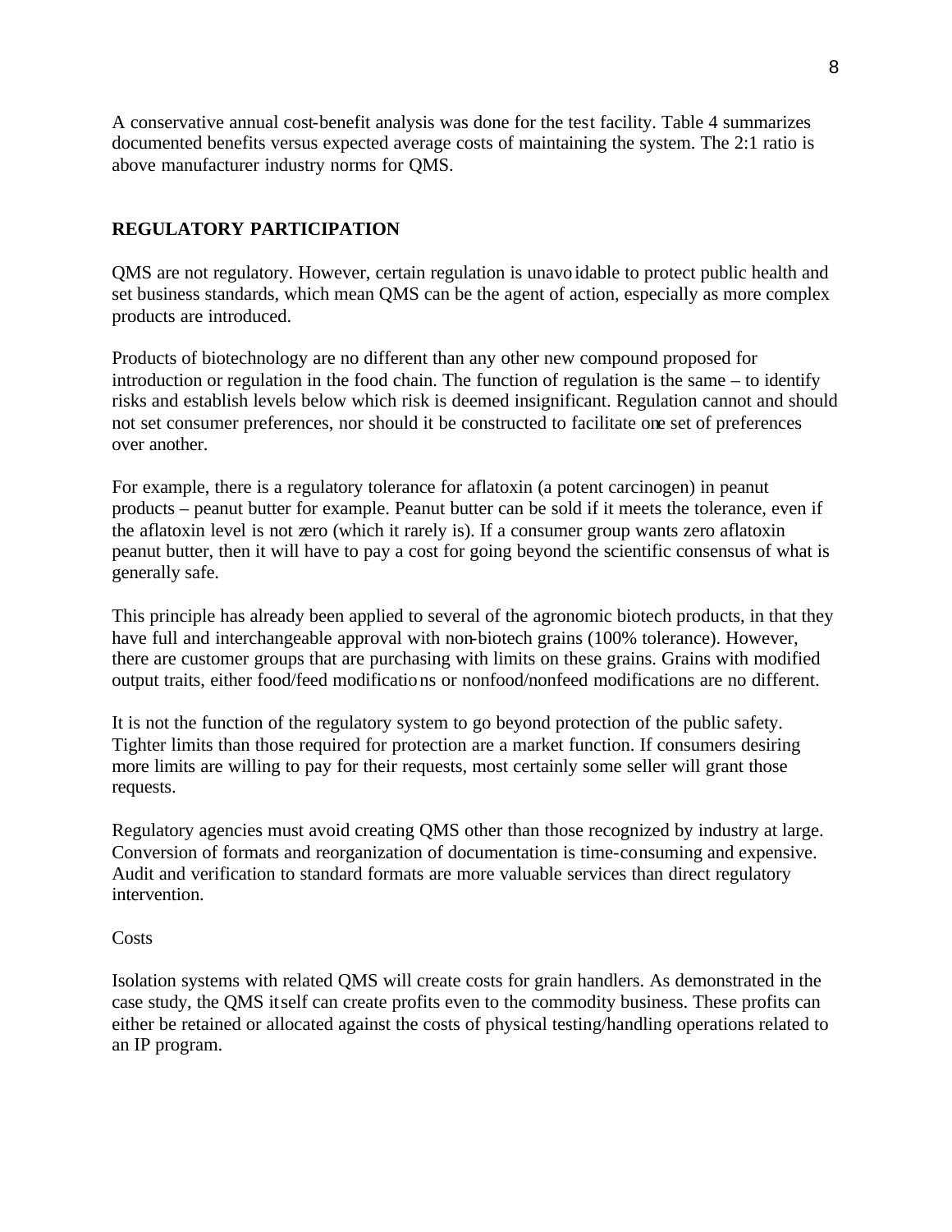A conservative annual cost-benefit analysis was done for the test facility. Table 4 summarizes documented benefits versus expected average costs of maintaining the system. The 2:1 ratio is above manufacturer industry norms for QMS.

## REGULATORY PARTICIPATION

QMS are not regulatory. However, certain regulation is unavoidable to protect public health and set business standards, which mean QMS can be the agent of action, especially as more complex products are introduced.

Products of biotechnology are no different than any other new compound proposed for introduction or regulation in the food chain. The function of regulation is the same – to identify risks and establish levels below which risk is deemed insignificant. Regulation cannot and should not set consumer preferences, nor should it be constructed to facilitate one set of preferences over another.

For example, there is a regulatory tolerance for aflatoxin (a potent carcinogen) in peanut products – peanut butter for example. Peanut butter can be sold if it meets the tolerance, even if the aflatoxin level is not zero (which it rarely is). If a consumer group wants zero aflatoxin peanut butter, then it will have to pay a cost for going beyond the scientific consensus of what is generally safe.

This principle has already been applied to several of the agronomic biotech products, in that they have full and interchangeable approval with non-biotech grains (100% tolerance). However, there are customer groups that are purchasing with limits on these grains. Grains with modified output traits, either food/feed modifications or nonfood/nonfeed modifications are no different.

It is not the function of the regulatory system to go beyond protection of the public safety. Tighter limits than those required for protection are a market function. If consumers desiring more limits are willing to pay for their requests, most certainly some seller will grant those requests.

Regulatory agencies must avoid creating QMS other than those recognized by industry at large. Conversion of formats and reorganization of documentation is time-consuming and expensive. Audit and verification to standard formats are more valuable services than direct regulatory intervention.

### Costs

Isolation systems with related QMS will create costs for grain handlers. As demonstrated in the case study, the QMS itself can create profits even to the commodity business. These profits can either be retained or allocated against the costs of physical testing/handling operations related to an IP program.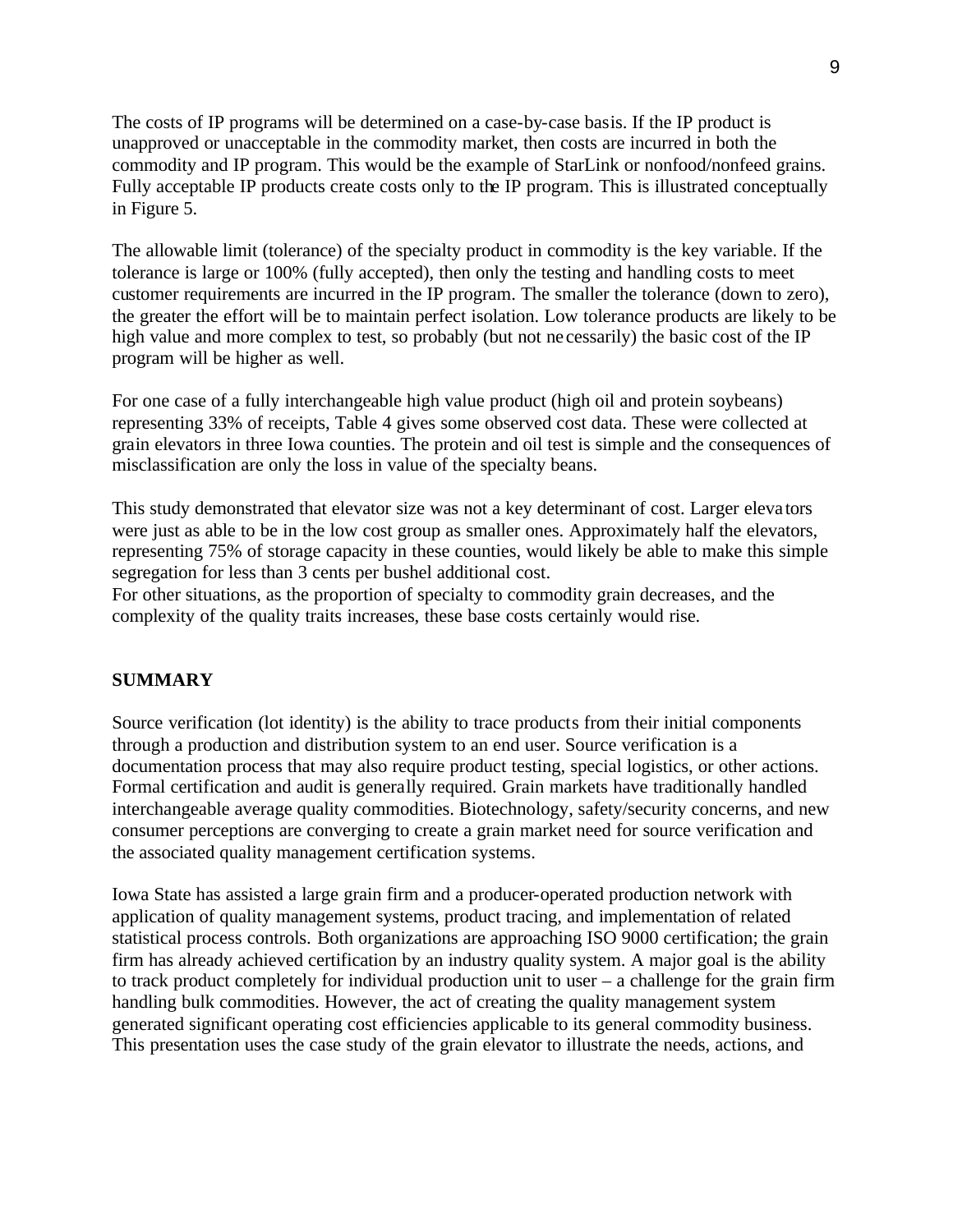The costs of IP programs will be determined on a case-by-case basis. If the IP product is unapproved or unacceptable in the commodity market, then costs are incurred in both the commodity and IP program. This would be the example of StarLink or nonfood/nonfeed grains. Fully acceptable IP products create costs only to the IP program. This is illustrated conceptually in Figure 5.

The allowable limit (tolerance) of the specialty product in commodity is the key variable. If the tolerance is large or 100% (fully accepted), then only the testing and handling costs to meet customer requirements are incurred in the IP program. The smaller the tolerance (down to zero), the greater the effort will be to maintain perfect isolation. Low tolerance products are likely to be high value and more complex to test, so probably (but not necessarily) the basic cost of the IP program will be higher as well.

For one case of a fully interchangeable high value product (high oil and protein soybeans) representing 33% of receipts, Table 4 gives some observed cost data. These were collected at grain elevators in three Iowa counties. The protein and oil test is simple and the consequences of misclassification are only the loss in value of the specialty beans.

This study demonstrated that elevator size was not a key determinant of cost. Larger elevators were just as able to be in the low cost group as smaller ones. Approximately half the elevators, representing 75% of storage capacity in these counties, would likely be able to make this simple segregation for less than 3 cents per bushel additional cost.
For other situations, as the proportion of specialty to commodity grain decreases, and the complexity of the quality traits increases, these base costs certainly would rise.

## SUMMARY

Source verification (lot identity) is the ability to trace products from their initial components through a production and distribution system to an end user. Source verification is a documentation process that may also require product testing, special logistics, or other actions. Formal certification and audit is generally required. Grain markets have traditionally handled interchangeable average quality commodities. Biotechnology, safety/security concerns, and new consumer perceptions are converging to create a grain market need for source verification and the associated quality management certification systems.

Iowa State has assisted a large grain firm and a producer-operated production network with application of quality management systems, product tracing, and implementation of related statistical process controls. Both organizations are approaching ISO 9000 certification; the grain firm has already achieved certification by an industry quality system. A major goal is the ability to track product completely for individual production unit to user – a challenge for the grain firm handling bulk commodities. However, the act of creating the quality management system generated significant operating cost efficiencies applicable to its general commodity business. This presentation uses the case study of the grain elevator to illustrate the needs, actions, and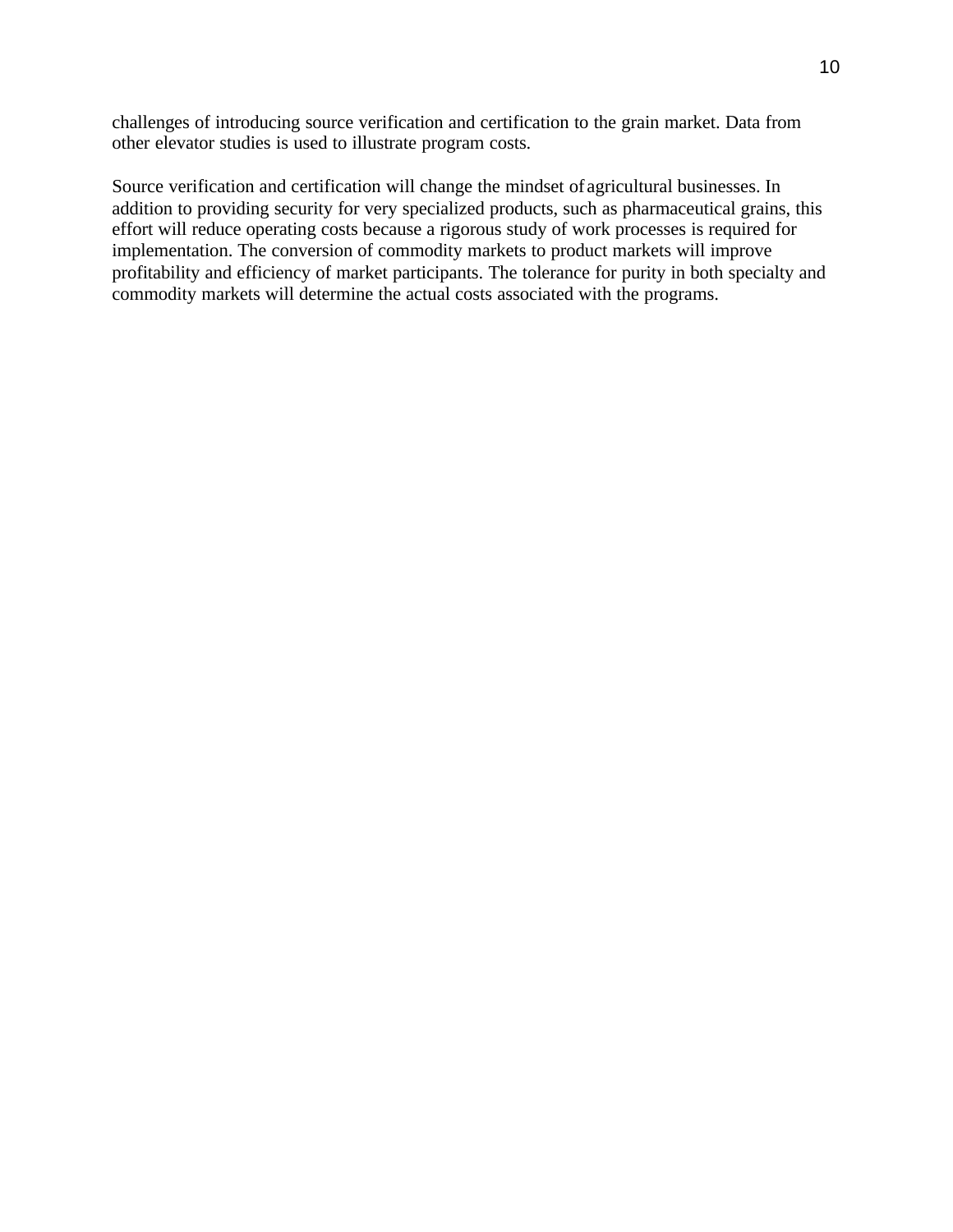challenges of introducing source verification and certification to the grain market. Data from other elevator studies is used to illustrate program costs.

Source verification and certification will change the mindset of agricultural businesses. In addition to providing security for very specialized products, such as pharmaceutical grains, this effort will reduce operating costs because a rigorous study of work processes is required for implementation. The conversion of commodity markets to product markets will improve profitability and efficiency of market participants. The tolerance for purity in both specialty and commodity markets will determine the actual costs associated with the programs.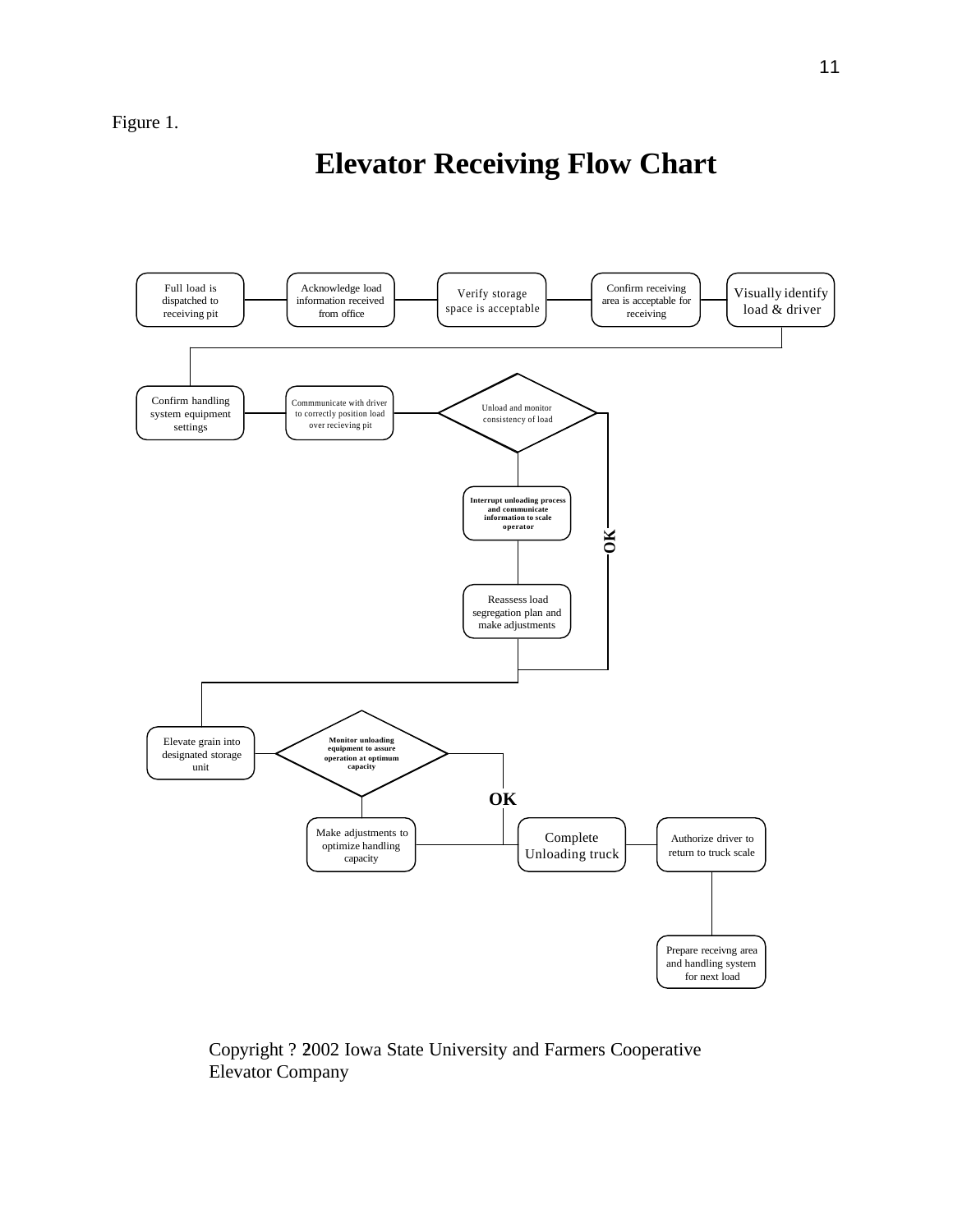Figure 1.

# Elevator Receiving Flow Chart

Full load is dispatched to receiving pit

Acknowledge load information received from office

Verify storage space is acceptable

Confirm receiving area is acceptable for receiving

Visually identify load & driver

Confirm handling system equipment settings

Commmunicate with driver to correctly position load over recieving pit

Unload and monitor consistency of load

**Interrupt unloading process and communicate information to scale operator**

**OK**

Reassess load segregation plan and make adjustments

Elevate grain into designated storage unit

**Monitor unloading equipment to assure operation at optimum capacity**

**OK**

Make adjustments to optimize handling capacity

Complete Unloading truck

Authorize driver to return to truck scale

Prepare receivng area and handling system for next load

Copyright ? 2002 Iowa State University and Farmers Cooperative Elevator Company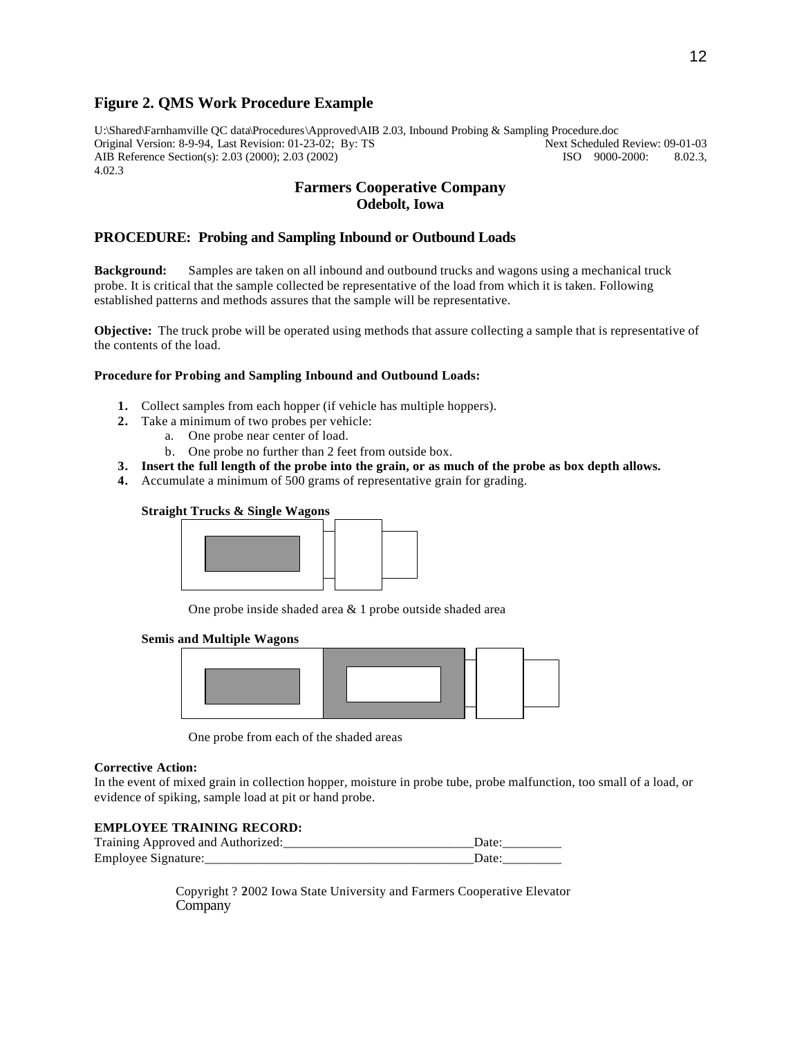### Figure 2. QMS Work Procedure Example

U:\Shared\Farnhamville QC data\Procedures\Approved\AIB 2.03, Inbound Probing & Sampling Procedure.doc
Original Version: 8-9-94, Last Revision: 01-23-02; By: TS Next Scheduled Review: 09-01-03
AIB Reference Section(s): 2.03 (2000); 2.03 (2002) ISO 9000-2000: 8.02.3, 4.02.3

## Farmers Cooperative Company
## Odebolt, Iowa

### PROCEDURE: Probing and Sampling Inbound or Outbound Loads

**Background:** Samples are taken on all inbound and outbound trucks and wagons using a mechanical truck probe. It is critical that the sample collected be representative of the load from which it is taken. Following established patterns and methods assures that the sample will be representative.

**Objective:** The truck probe will be operated using methods that assure collecting a sample that is representative of the contents of the load.

**Procedure for Probing and Sampling Inbound and Outbound Loads:**

1. Collect samples from each hopper (if vehicle has multiple hoppers).
2. Take a minimum of two probes per vehicle:
   a. One probe near center of load.
   b. One probe no further than 2 feet from outside box.
3. **Insert the full length of the probe into the grain, or as much of the probe as box depth allows.**
4. Accumulate a minimum of 500 grams of representative grain for grading.

**Straight Trucks & Single Wagons**

One probe inside shaded area & 1 probe outside shaded area

**Semis and Multiple Wagons**

One probe from each of the shaded areas

**Corrective Action:**
In the event of mixed grain in collection hopper, moisture in probe tube, probe malfunction, too small of a load, or evidence of spiking, sample load at pit or hand probe.

**EMPLOYEE TRAINING RECORD:**
Training Approved and Authorized:_____________________________Date:_________
Employee Signature:_________________________________________Date:_________

Copyright ? 2002 Iowa State University and Farmers Cooperative Elevator Company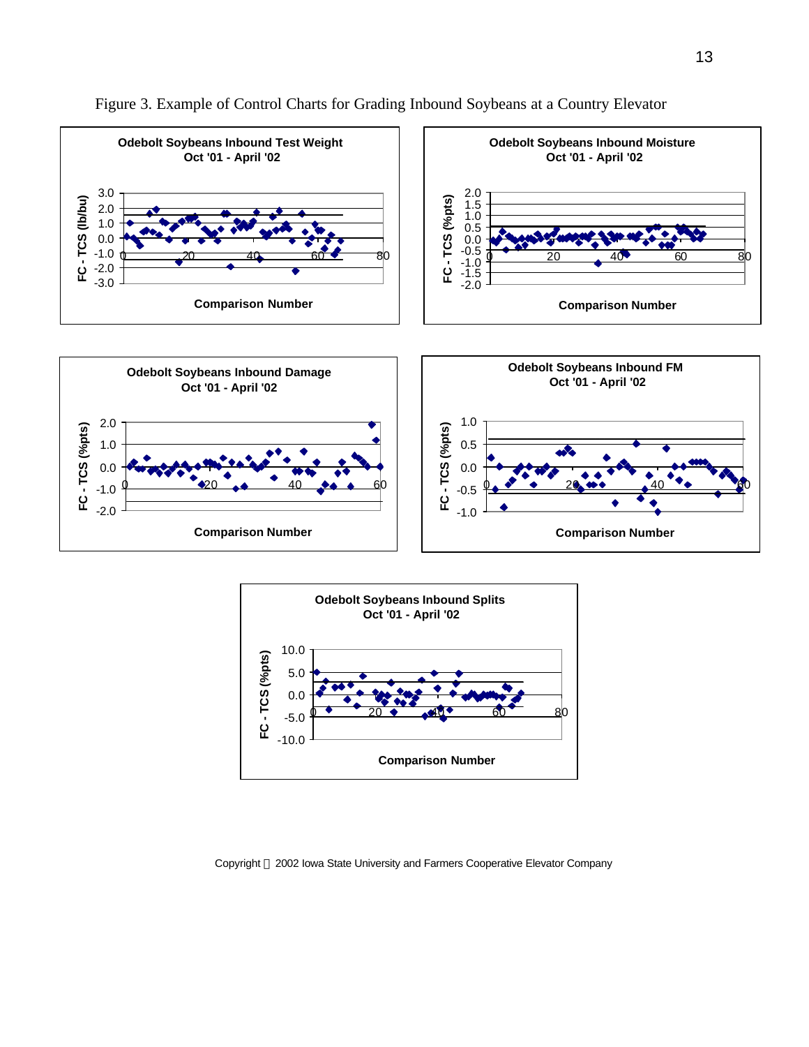Figure 3. Example of Control Charts for Grading Inbound Soybeans at a Country Elevator

**Odebolt Soybeans Inbound Test Weight**
**Oct '01 - April '02**

FC - TCS (lb/bu) vs. Comparison Number

**Odebolt Soybeans Inbound Moisture**
**Oct '01 - April '02**

FC - TCS (%pts) vs. Comparison Number

**Odebolt Soybeans Inbound Damage**
**Oct '01 - April '02**

FC - TCS (%pts) vs. Comparison Number

**Odebolt Soybeans Inbound FM**
**Oct '01 - April '02**

FC - TCS (%pts) vs. Comparison Number

**Odebolt Soybeans Inbound Splits**
**Oct '01 - April '02**

FC - TCS (%pts) vs. Comparison Number

Copyright © 2002 Iowa State University and Farmers Cooperative Elevator Company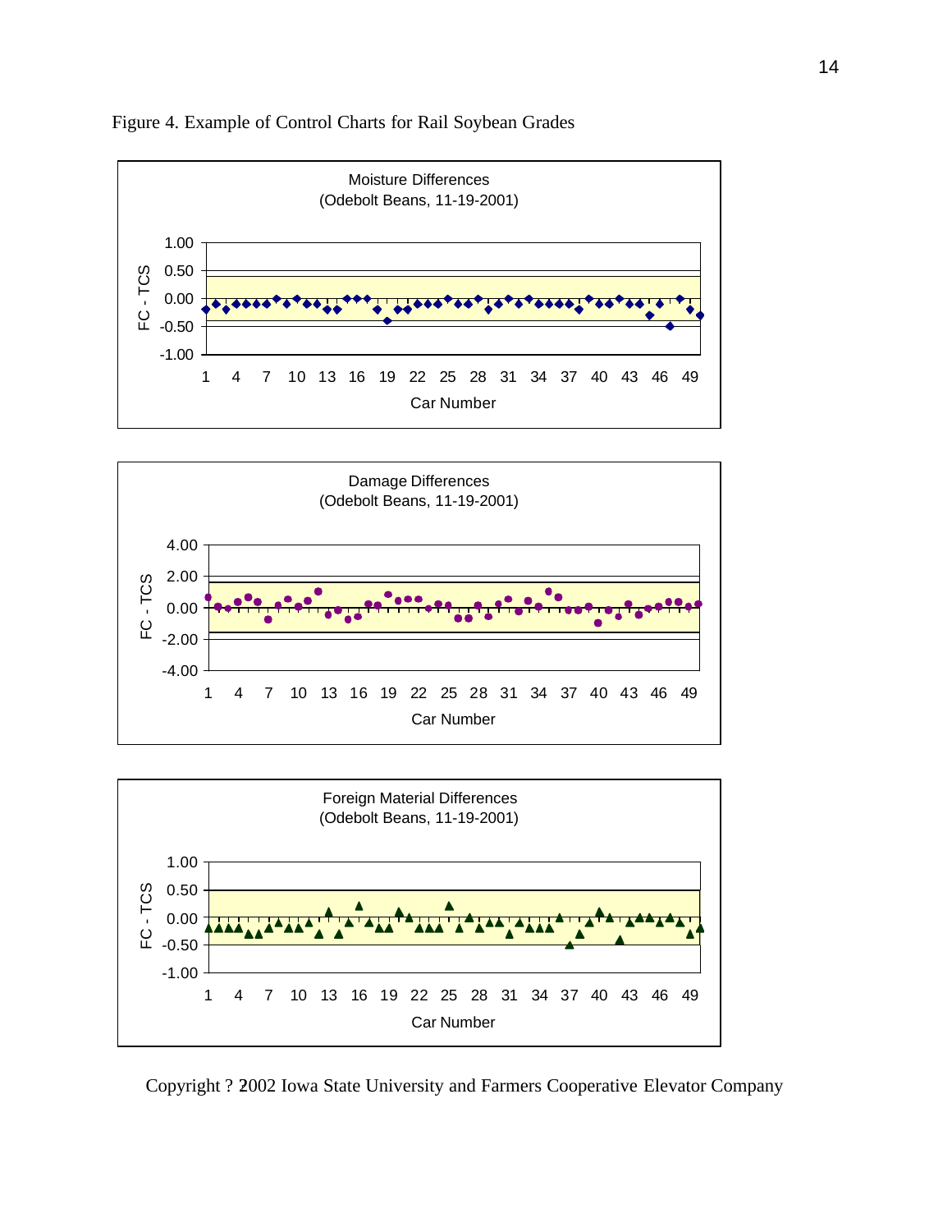Figure 4. Example of Control Charts for Rail Soybean Grades

Moisture Differences
(Odebolt Beans, 11-19-2001)

FC - TCS

Car Number

Damage Differences
(Odebolt Beans, 11-19-2001)

FC - TCS

Car Number

Foreign Material Differences
(Odebolt Beans, 11-19-2001)

FC - TCS

Car Number

Copyright ? 2002 Iowa State University and Farmers Cooperative Elevator Company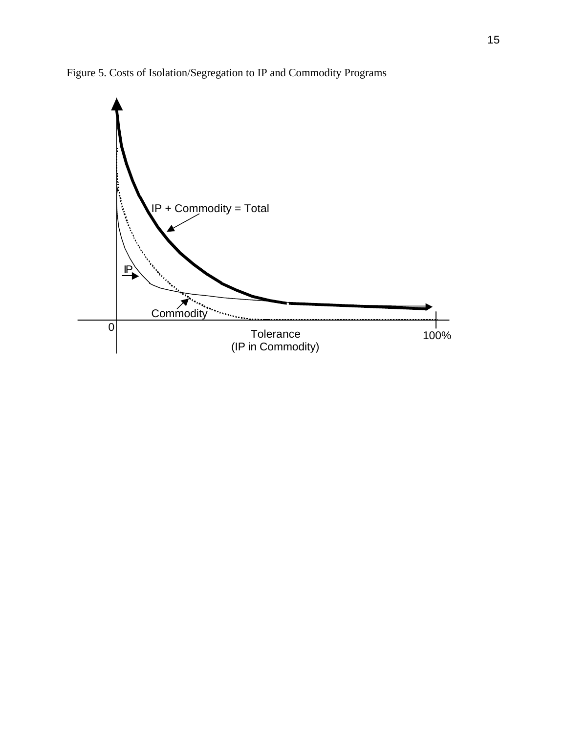Figure 5. Costs of Isolation/Segregation to IP and Commodity Programs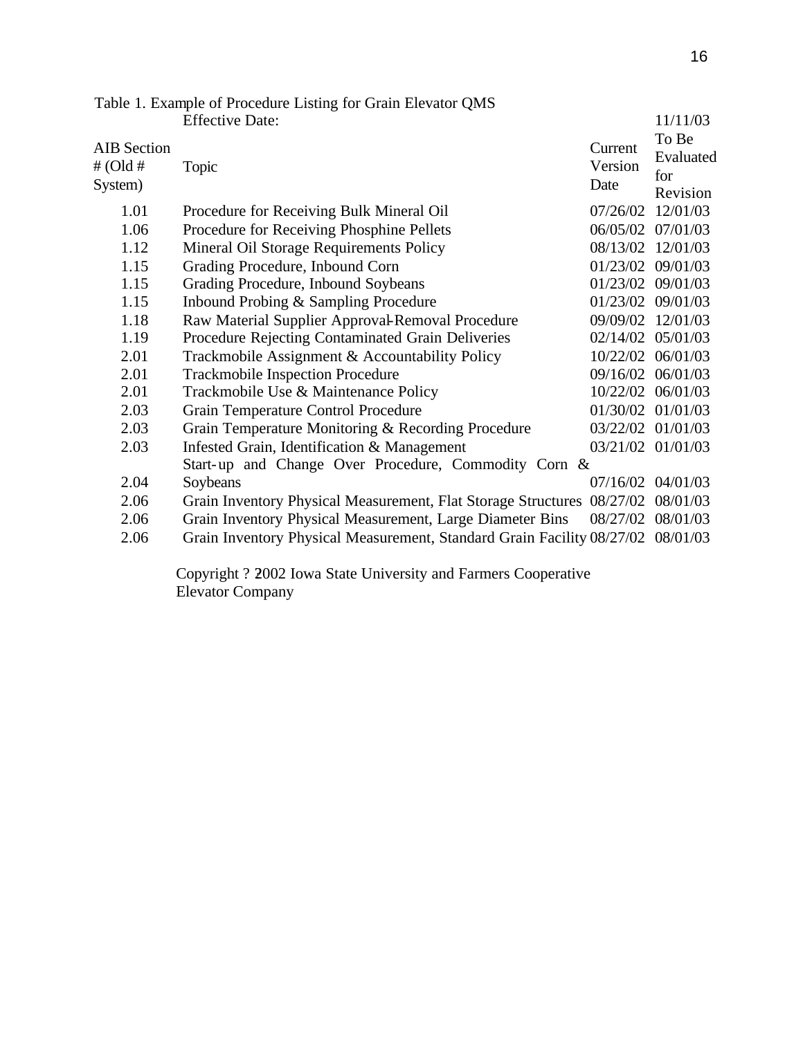Table 1. Example of Procedure Listing for Grain Elevator QMS

Effective Date: 11/11/03

| AIB Section # (Old # System) | Topic | Current Version Date | To Be Evaluated for Revision |
|---|---|---|---|
| 1.01 | Procedure for Receiving Bulk Mineral Oil | 07/26/02 | 12/01/03 |
| 1.06 | Procedure for Receiving Phosphine Pellets | 06/05/02 | 07/01/03 |
| 1.12 | Mineral Oil Storage Requirements Policy | 08/13/02 | 12/01/03 |
| 1.15 | Grading Procedure, Inbound Corn | 01/23/02 | 09/01/03 |
| 1.15 | Grading Procedure, Inbound Soybeans | 01/23/02 | 09/01/03 |
| 1.15 | Inbound Probing & Sampling Procedure | 01/23/02 | 09/01/03 |
| 1.18 | Raw Material Supplier Approval-Removal Procedure | 09/09/02 | 12/01/03 |
| 1.19 | Procedure Rejecting Contaminated Grain Deliveries | 02/14/02 | 05/01/03 |
| 2.01 | Trackmobile Assignment & Accountability Policy | 10/22/02 | 06/01/03 |
| 2.01 | Trackmobile Inspection Procedure | 09/16/02 | 06/01/03 |
| 2.01 | Trackmobile Use & Maintenance Policy | 10/22/02 | 06/01/03 |
| 2.03 | Grain Temperature Control Procedure | 01/30/02 | 01/01/03 |
| 2.03 | Grain Temperature Monitoring & Recording Procedure | 03/22/02 | 01/01/03 |
| 2.03 | Infested Grain, Identification & Management | 03/21/02 | 01/01/03 |
| 2.04 | Start-up and Change Over Procedure, Commodity Corn & Soybeans | 07/16/02 | 04/01/03 |
| 2.06 | Grain Inventory Physical Measurement, Flat Storage Structures | 08/27/02 | 08/01/03 |
| 2.06 | Grain Inventory Physical Measurement, Large Diameter Bins | 08/27/02 | 08/01/03 |
| 2.06 | Grain Inventory Physical Measurement, Standard Grain Facility | 08/27/02 | 08/01/03 |

Copyright ? 2002 Iowa State University and Farmers Cooperative Elevator Company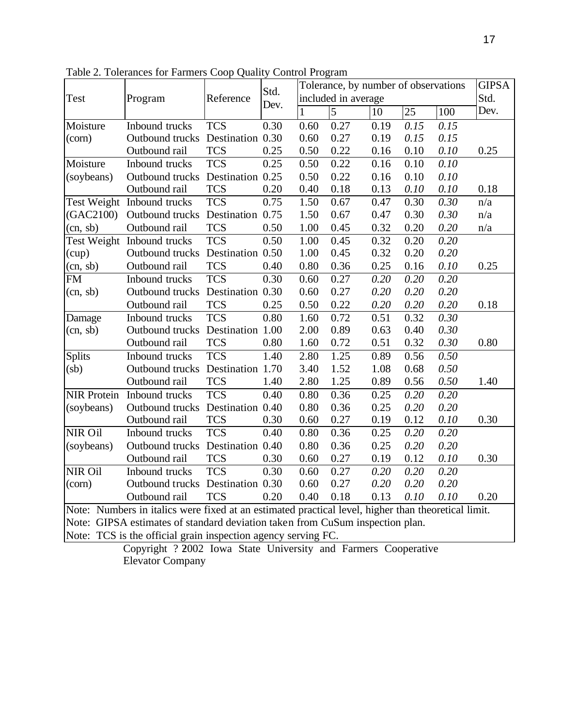Table 2. Tolerances for Farmers Coop Quality Control Program

| Test | Program | Reference | Std. Dev. | Tolerance, by number of observations included in average | | | | | GIPSA Std. Dev. |
|---|---|---|---|---|---|---|---|---|---|
| | | | | 1 | 5 | 10 | 25 | 100 | |
| Moisture | Inbound trucks | TCS | 0.30 | 0.60 | 0.27 | 0.19 | *0.15* | *0.15* | |
| (corn) | Outbound trucks | Destination | 0.30 | 0.60 | 0.27 | 0.19 | *0.15* | *0.15* | |
| | Outbound rail | TCS | 0.25 | 0.50 | 0.22 | 0.16 | 0.10 | *0.10* | 0.25 |
| Moisture | Inbound trucks | TCS | 0.25 | 0.50 | 0.22 | 0.16 | 0.10 | *0.10* | |
| (soybeans) | Outbound trucks | Destination | 0.25 | 0.50 | 0.22 | 0.16 | 0.10 | *0.10* | |
| | Outbound rail | TCS | 0.20 | 0.40 | 0.18 | 0.13 | *0.10* | *0.10* | 0.18 |
| Test Weight | Inbound trucks | TCS | 0.75 | 1.50 | 0.67 | 0.47 | 0.30 | *0.30* | n/a |
| (GAC2100) | Outbound trucks | Destination | 0.75 | 1.50 | 0.67 | 0.47 | 0.30 | *0.30* | n/a |
| (cn, sb) | Outbound rail | TCS | 0.50 | 1.00 | 0.45 | 0.32 | 0.20 | *0.20* | n/a |
| Test Weight | Inbound trucks | TCS | 0.50 | 1.00 | 0.45 | 0.32 | 0.20 | *0.20* | |
| (cup) | Outbound trucks | Destination | 0.50 | 1.00 | 0.45 | 0.32 | 0.20 | *0.20* | |
| (cn, sb) | Outbound rail | TCS | 0.40 | 0.80 | 0.36 | 0.25 | 0.16 | *0.10* | 0.25 |
| FM | Inbound trucks | TCS | 0.30 | 0.60 | 0.27 | *0.20* | *0.20* | *0.20* | |
| (cn, sb) | Outbound trucks | Destination | 0.30 | 0.60 | 0.27 | *0.20* | *0.20* | *0.20* | |
| | Outbound rail | TCS | 0.25 | 0.50 | 0.22 | *0.20* | *0.20* | *0.20* | 0.18 |
| Damage | Inbound trucks | TCS | 0.80 | 1.60 | 0.72 | 0.51 | 0.32 | *0.30* | |
| (cn, sb) | Outbound trucks | Destination | 1.00 | 2.00 | 0.89 | 0.63 | 0.40 | *0.30* | |
| | Outbound rail | TCS | 0.80 | 1.60 | 0.72 | 0.51 | 0.32 | *0.30* | 0.80 |
| Splits | Inbound trucks | TCS | 1.40 | 2.80 | 1.25 | 0.89 | 0.56 | *0.50* | |
| (sb) | Outbound trucks | Destination | 1.70 | 3.40 | 1.52 | 1.08 | 0.68 | *0.50* | |
| | Outbound rail | TCS | 1.40 | 2.80 | 1.25 | 0.89 | 0.56 | *0.50* | 1.40 |
| NIR Protein | Inbound trucks | TCS | 0.40 | 0.80 | 0.36 | 0.25 | *0.20* | *0.20* | |
| (soybeans) | Outbound trucks | Destination | 0.40 | 0.80 | 0.36 | 0.25 | *0.20* | *0.20* | |
| | Outbound rail | TCS | 0.30 | 0.60 | 0.27 | 0.19 | 0.12 | *0.10* | 0.30 |
| NIR Oil | Inbound trucks | TCS | 0.40 | 0.80 | 0.36 | 0.25 | *0.20* | *0.20* | |
| (soybeans) | Outbound trucks | Destination | 0.40 | 0.80 | 0.36 | 0.25 | *0.20* | *0.20* | |
| | Outbound rail | TCS | 0.30 | 0.60 | 0.27 | 0.19 | 0.12 | *0.10* | 0.30 |
| NIR Oil | Inbound trucks | TCS | 0.30 | 0.60 | 0.27 | *0.20* | *0.20* | *0.20* | |
| (corn) | Outbound trucks | Destination | 0.30 | 0.60 | 0.27 | *0.20* | *0.20* | *0.20* | |
| | Outbound rail | TCS | 0.20 | 0.40 | 0.18 | 0.13 | *0.10* | *0.10* | 0.20 |

Note: Numbers in italics were fixed at an estimated practical level, higher than theoretical limit.
Note: GIPSA estimates of standard deviation taken from CuSum inspection plan.
Note: TCS is the official grain inspection agency serving FC.

Copyright ? 2002 Iowa State University and Farmers Cooperative Elevator Company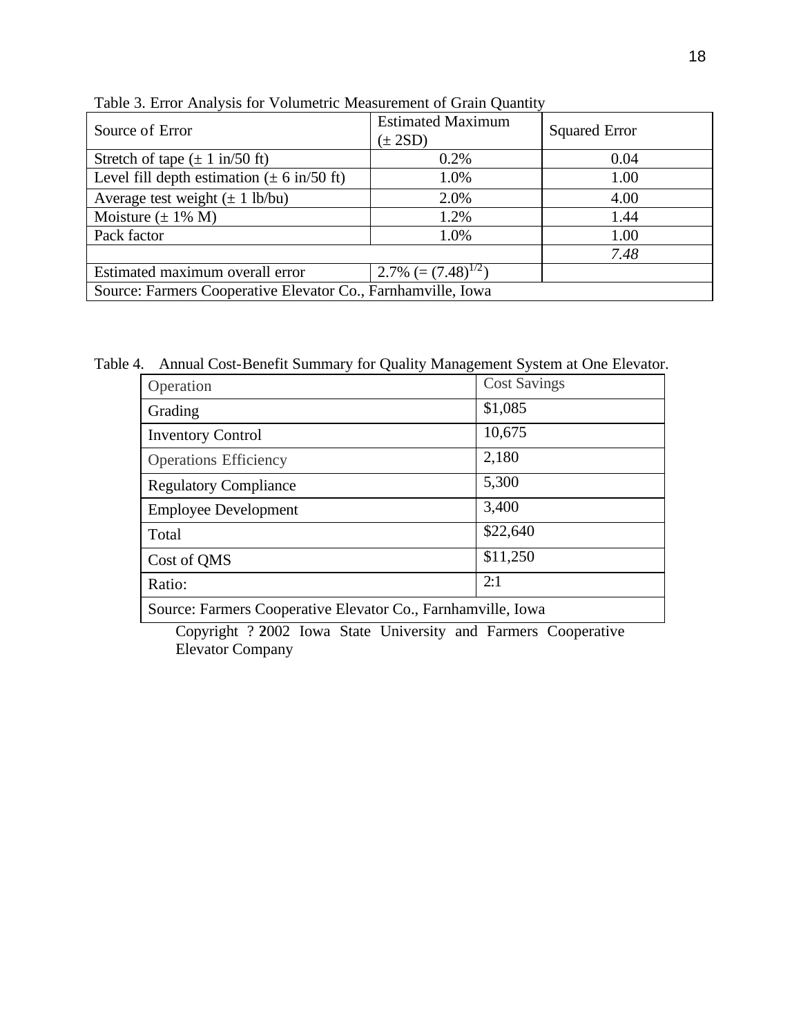Table 3. Error Analysis for Volumetric Measurement of Grain Quantity

| Source of Error | Estimated Maximum (± 2SD) | Squared Error |
|---|---|---|
| Stretch of tape (± 1 in/50 ft) | 0.2% | 0.04 |
| Level fill depth estimation (± 6 in/50 ft) | 1.0% | 1.00 |
| Average test weight (± 1 lb/bu) | 2.0% | 4.00 |
| Moisture (± 1% M) | 1.2% | 1.44 |
| Pack factor | 1.0% | 1.00 |
| | | *7.48* |
| Estimated maximum overall error | 2.7% (= $(7.48)^{1/2}$) | |
| Source: Farmers Cooperative Elevator Co., Farnhamville, Iowa | | |

Table 4. Annual Cost-Benefit Summary for Quality Management System at One Elevator.

| Operation | Cost Savings |
|---|---|
| Grading | $1,085 |
| Inventory Control | 10,675 |
| Operations Efficiency | 2,180 |
| Regulatory Compliance | 5,300 |
| Employee Development | 3,400 |
| Total | $22,640 |
| Cost of QMS | $11,250 |
| Ratio: | 2:1 |
| Source: Farmers Cooperative Elevator Co., Farnhamville, Iowa | |

Copyright ? 2002 Iowa State University and Farmers Cooperative Elevator Company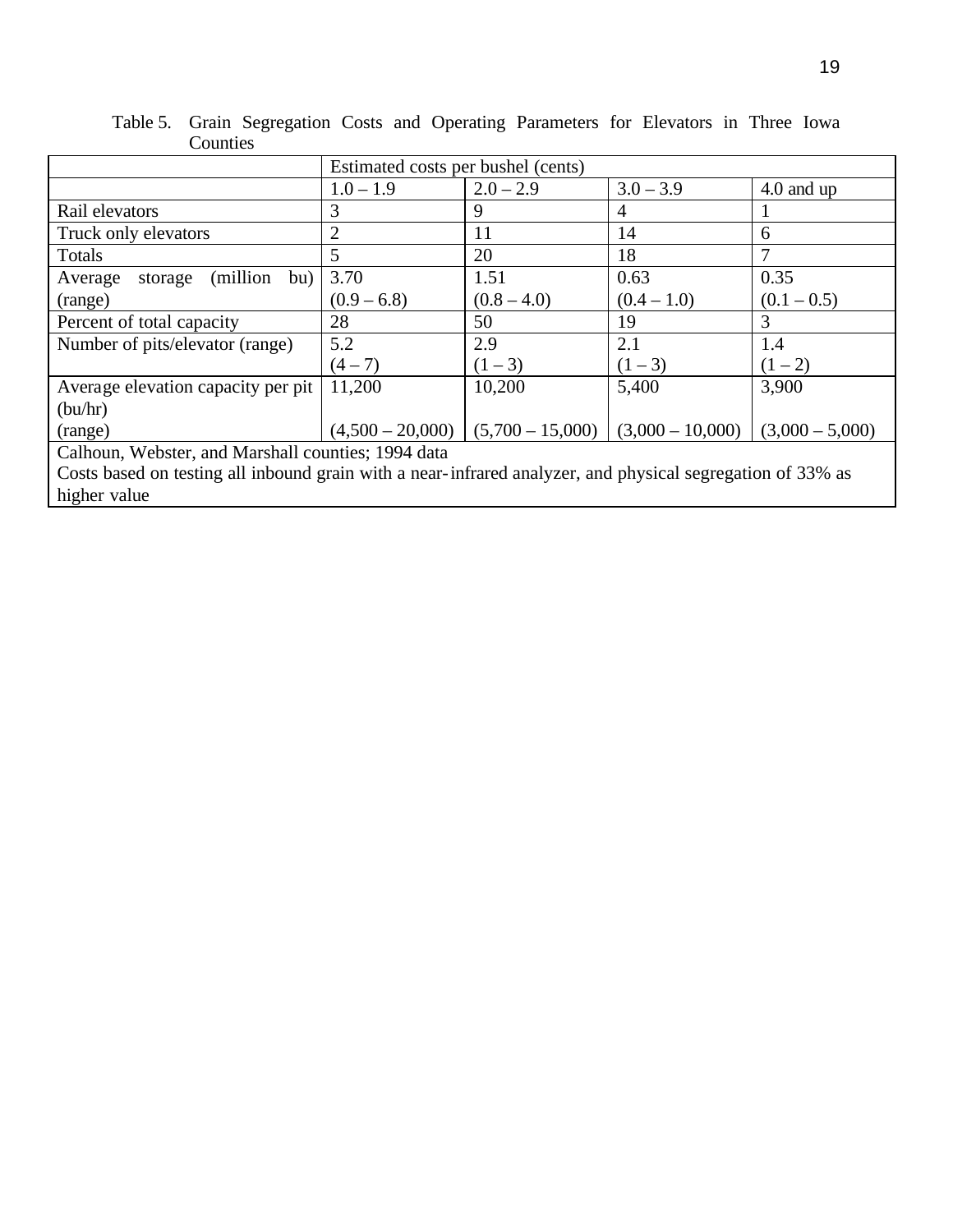Table 5. Grain Segregation Costs and Operating Parameters for Elevators in Three Iowa Counties

| | Estimated costs per bushel (cents) | | | |
|---|---|---|---|---|
| | 1.0 – 1.9 | 2.0 – 2.9 | 3.0 – 3.9 | 4.0 and up |
| Rail elevators | 3 | 9 | 4 | 1 |
| Truck only elevators | 2 | 11 | 14 | 6 |
| Totals | 5 | 20 | 18 | 7 |
| Average storage (million bu) (range) | 3.70 (0.9 – 6.8) | 1.51 (0.8 – 4.0) | 0.63 (0.4 – 1.0) | 0.35 (0.1 – 0.5) |
| Percent of total capacity | 28 | 50 | 19 | 3 |
| Number of pits/elevator (range) | 5.2 (4 – 7) | 2.9 (1 – 3) | 2.1 (1 – 3) | 1.4 (1 – 2) |
| Average elevation capacity per pit (bu/hr) (range) | 11,200 (4,500 – 20,000) | 10,200 (5,700 – 15,000) | 5,400 (3,000 – 10,000) | 3,900 (3,000 – 5,000) |

Calhoun, Webster, and Marshall counties; 1994 data
Costs based on testing all inbound grain with a near-infrared analyzer, and physical segregation of 33% as higher value